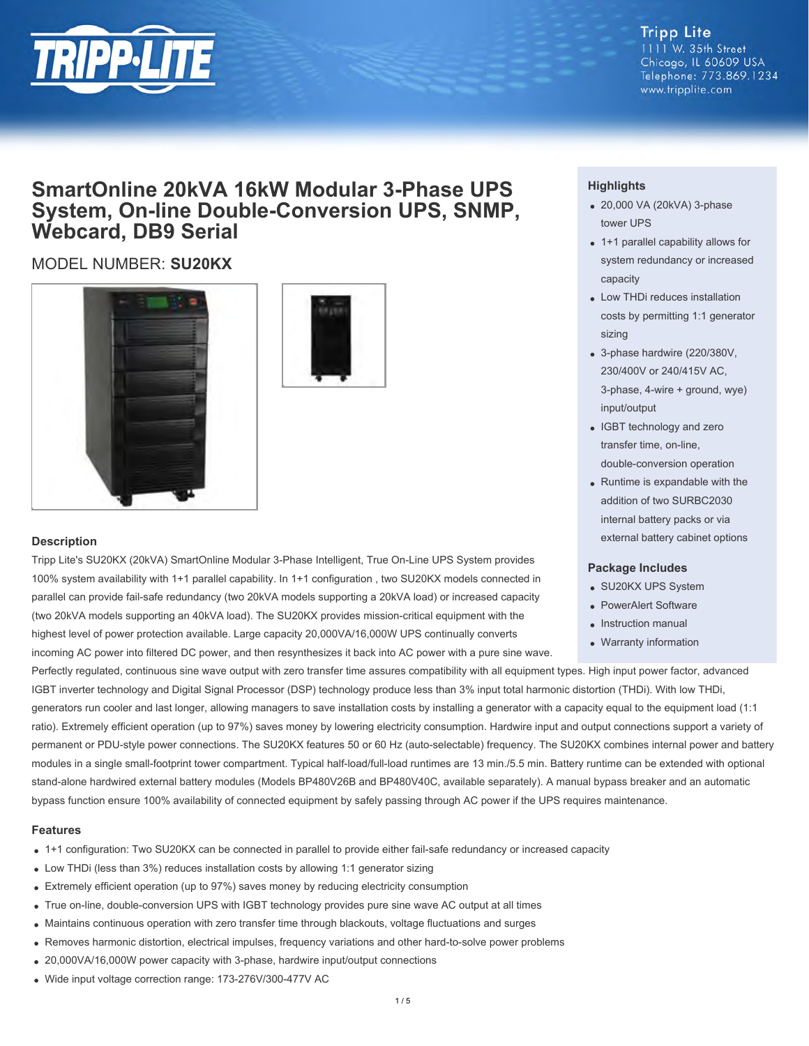Tripp Lite
1111 W. 35th Street
Chicago, IL 60609 USA
Telephone: 773.869.1234
www.tripplite.com

# SmartOnline 20kVA 16kW Modular 3-Phase UPS System, On-line Double-Conversion UPS, SNMP, Webcard, DB9 Serial

MODEL NUMBER: **SU20KX**

## Highlights

- 20,000 VA (20kVA) 3-phase tower UPS
- 1+1 parallel capability allows for system redundancy or increased capacity
- Low THDi reduces installation costs by permitting 1:1 generator sizing
- 3-phase hardwire (220/380V, 230/400V or 240/415V AC, 3-phase, 4-wire + ground, wye) input/output
- IGBT technology and zero transfer time, on-line, double-conversion operation
- Runtime is expandable with the addition of two SURBC2030 internal battery packs or via external battery cabinet options

## Package Includes

- SU20KX UPS System
- PowerAlert Software
- Instruction manual
- Warranty information

## Description

Tripp Lite's SU20KX (20kVA) SmartOnline Modular 3-Phase Intelligent, True On-Line UPS System provides 100% system availability with 1+1 parallel capability. In 1+1 configuration , two SU20KX models connected in parallel can provide fail-safe redundancy (two 20kVA models supporting a 20kVA load) or increased capacity (two 20kVA models supporting an 40kVA load). The SU20KX provides mission-critical equipment with the highest level of power protection available. Large capacity 20,000VA/16,000W UPS continually converts incoming AC power into filtered DC power, and then resynthesizes it back into AC power with a pure sine wave. Perfectly regulated, continuous sine wave output with zero transfer time assures compatibility with all equipment types. High input power factor, advanced IGBT inverter technology and Digital Signal Processor (DSP) technology produce less than 3% input total harmonic distortion (THDi). With low THDi, generators run cooler and last longer, allowing managers to save installation costs by installing a generator with a capacity equal to the equipment load (1:1 ratio). Extremely efficient operation (up to 97%) saves money by lowering electricity consumption. Hardwire input and output connections support a variety of permanent or PDU-style power connections. The SU20KX features 50 or 60 Hz (auto-selectable) frequency. The SU20KX combines internal power and battery modules in a single small-footprint tower compartment. Typical half-load/full-load runtimes are 13 min./5.5 min. Battery runtime can be extended with optional stand-alone hardwired external battery modules (Models BP480V26B and BP480V40C, available separately). A manual bypass breaker and an automatic bypass function ensure 100% availability of connected equipment by safely passing through AC power if the UPS requires maintenance.

## Features

- 1+1 configuration: Two SU20KX can be connected in parallel to provide either fail-safe redundancy or increased capacity
- Low THDi (less than 3%) reduces installation costs by allowing 1:1 generator sizing
- Extremely efficient operation (up to 97%) saves money by reducing electricity consumption
- True on-line, double-conversion UPS with IGBT technology provides pure sine wave AC output at all times
- Maintains continuous operation with zero transfer time through blackouts, voltage fluctuations and surges
- Removes harmonic distortion, electrical impulses, frequency variations and other hard-to-solve power problems
- 20,000VA/16,000W power capacity with 3-phase, hardwire input/output connections
- Wide input voltage correction range: 173-276V/300-477V AC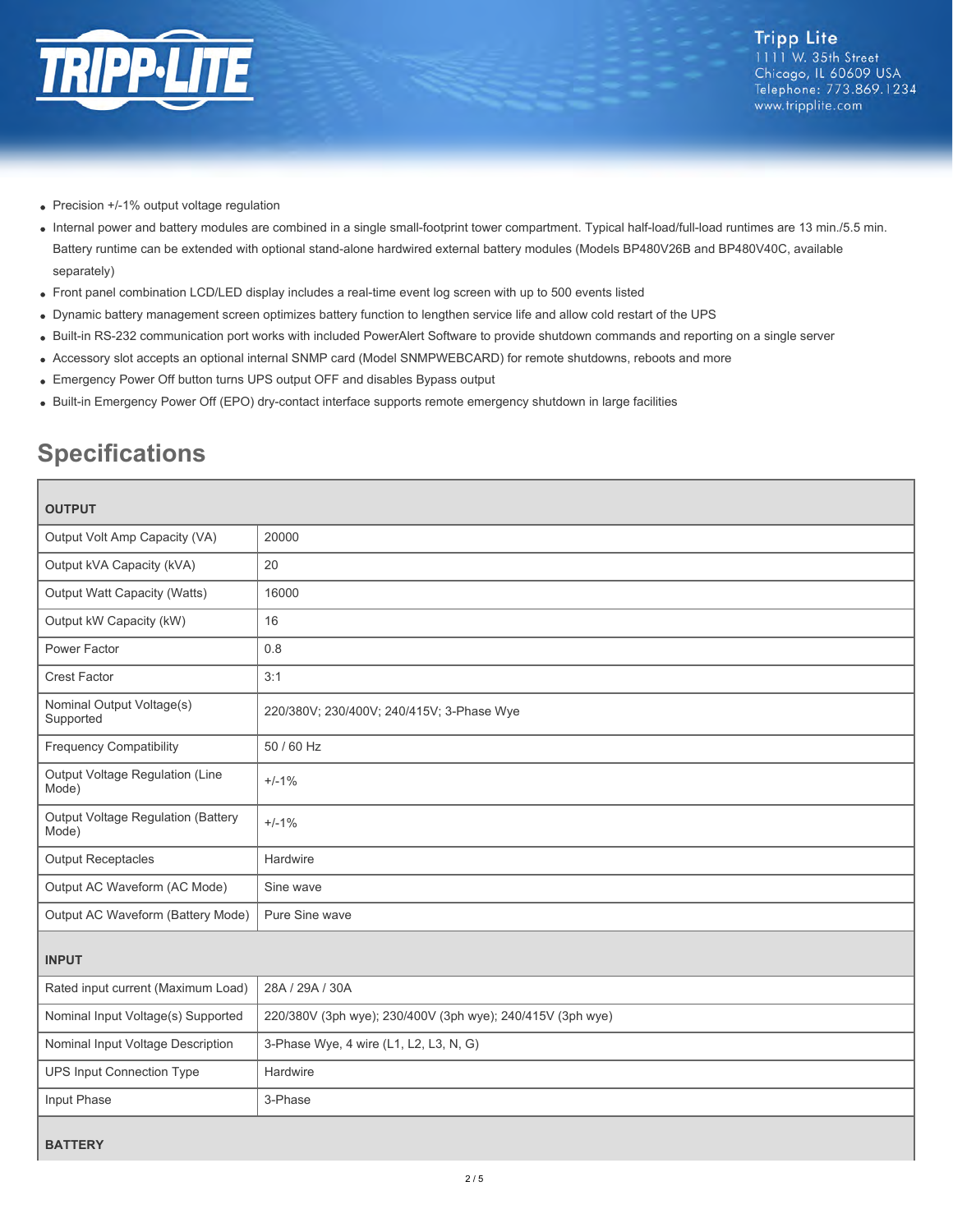- Precision +/-1% output voltage regulation
- Internal power and battery modules are combined in a single small-footprint tower compartment. Typical half-load/full-load runtimes are 13 min./5.5 min. Battery runtime can be extended with optional stand-alone hardwired external battery modules (Models BP480V26B and BP480V40C, available separately)
- Front panel combination LCD/LED display includes a real-time event log screen with up to 500 events listed
- Dynamic battery management screen optimizes battery function to lengthen service life and allow cold restart of the UPS
- Built-in RS-232 communication port works with included PowerAlert Software to provide shutdown commands and reporting on a single server
- Accessory slot accepts an optional internal SNMP card (Model SNMPWEBCARD) for remote shutdowns, reboots and more
- Emergency Power Off button turns UPS output OFF and disables Bypass output
- Built-in Emergency Power Off (EPO) dry-contact interface supports remote emergency shutdown in large facilities

## Specifications

| OUTPUT | |
|---|---|
| Output Volt Amp Capacity (VA) | 20000 |
| Output kVA Capacity (kVA) | 20 |
| Output Watt Capacity (Watts) | 16000 |
| Output kW Capacity (kW) | 16 |
| Power Factor | 0.8 |
| Crest Factor | 3:1 |
| Nominal Output Voltage(s) Supported | 220/380V; 230/400V; 240/415V; 3-Phase Wye |
| Frequency Compatibility | 50 / 60 Hz |
| Output Voltage Regulation (Line Mode) | +/-1% |
| Output Voltage Regulation (Battery Mode) | +/-1% |
| Output Receptacles | Hardwire |
| Output AC Waveform (AC Mode) | Sine wave |
| Output AC Waveform (Battery Mode) | Pure Sine wave |
| **INPUT** | |
| Rated input current (Maximum Load) | 28A / 29A / 30A |
| Nominal Input Voltage(s) Supported | 220/380V (3ph wye); 230/400V (3ph wye); 240/415V (3ph wye) |
| Nominal Input Voltage Description | 3-Phase Wye, 4 wire (L1, L2, L3, N, G) |
| UPS Input Connection Type | Hardwire |
| Input Phase | 3-Phase |
| **BATTERY** | |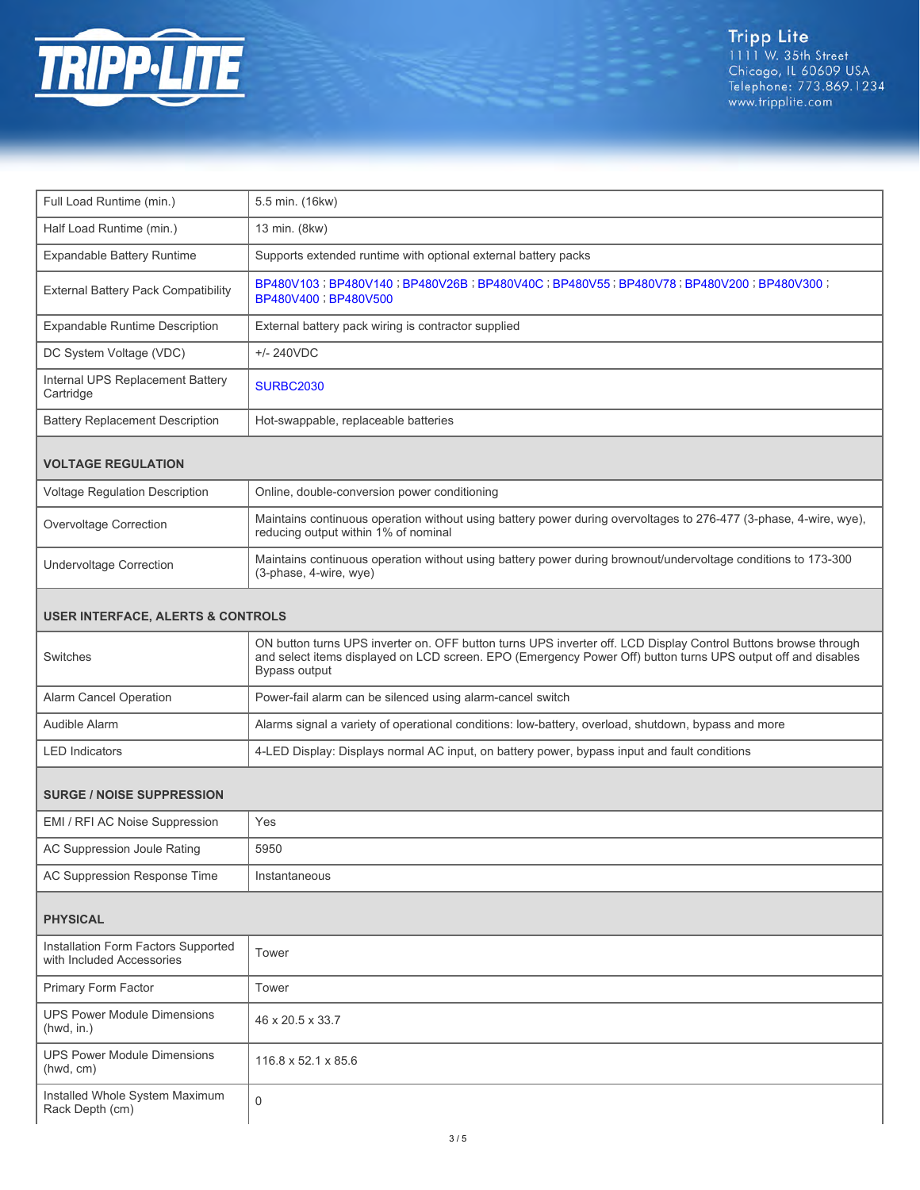| | |
|---|---|
| Full Load Runtime (min.) | 5.5 min. (16kw) |
| Half Load Runtime (min.) | 13 min. (8kw) |
| Expandable Battery Runtime | Supports extended runtime with optional external battery packs |
| External Battery Pack Compatibility | BP480V103 ; BP480V140 ; BP480V26B ; BP480V40C ; BP480V55 ; BP480V78 ; BP480V200 ; BP480V300 ; BP480V400 ; BP480V500 |
| Expandable Runtime Description | External battery pack wiring is contractor supplied |
| DC System Voltage (VDC) | +/- 240VDC |
| Internal UPS Replacement Battery Cartridge | SURBC2030 |
| Battery Replacement Description | Hot-swappable, replaceable batteries |
| **VOLTAGE REGULATION** | |
| Voltage Regulation Description | Online, double-conversion power conditioning |
| Overvoltage Correction | Maintains continuous operation without using battery power during overvoltages to 276-477 (3-phase, 4-wire, wye), reducing output within 1% of nominal |
| Undervoltage Correction | Maintains continuous operation without using battery power during brownout/undervoltage conditions to 173-300 (3-phase, 4-wire, wye) |
| **USER INTERFACE, ALERTS & CONTROLS** | |
| Switches | ON button turns UPS inverter on. OFF button turns UPS inverter off. LCD Display Control Buttons browse through and select items displayed on LCD screen. EPO (Emergency Power Off) button turns UPS output off and disables Bypass output |
| Alarm Cancel Operation | Power-fail alarm can be silenced using alarm-cancel switch |
| Audible Alarm | Alarms signal a variety of operational conditions: low-battery, overload, shutdown, bypass and more |
| LED Indicators | 4-LED Display: Displays normal AC input, on battery power, bypass input and fault conditions |
| **SURGE / NOISE SUPPRESSION** | |
| EMI / RFI AC Noise Suppression | Yes |
| AC Suppression Joule Rating | 5950 |
| AC Suppression Response Time | Instantaneous |
| **PHYSICAL** | |
| Installation Form Factors Supported with Included Accessories | Tower |
| Primary Form Factor | Tower |
| UPS Power Module Dimensions (hwd, in.) | 46 x 20.5 x 33.7 |
| UPS Power Module Dimensions (hwd, cm) | 116.8 x 52.1 x 85.6 |
| Installed Whole System Maximum Rack Depth (cm) | 0 |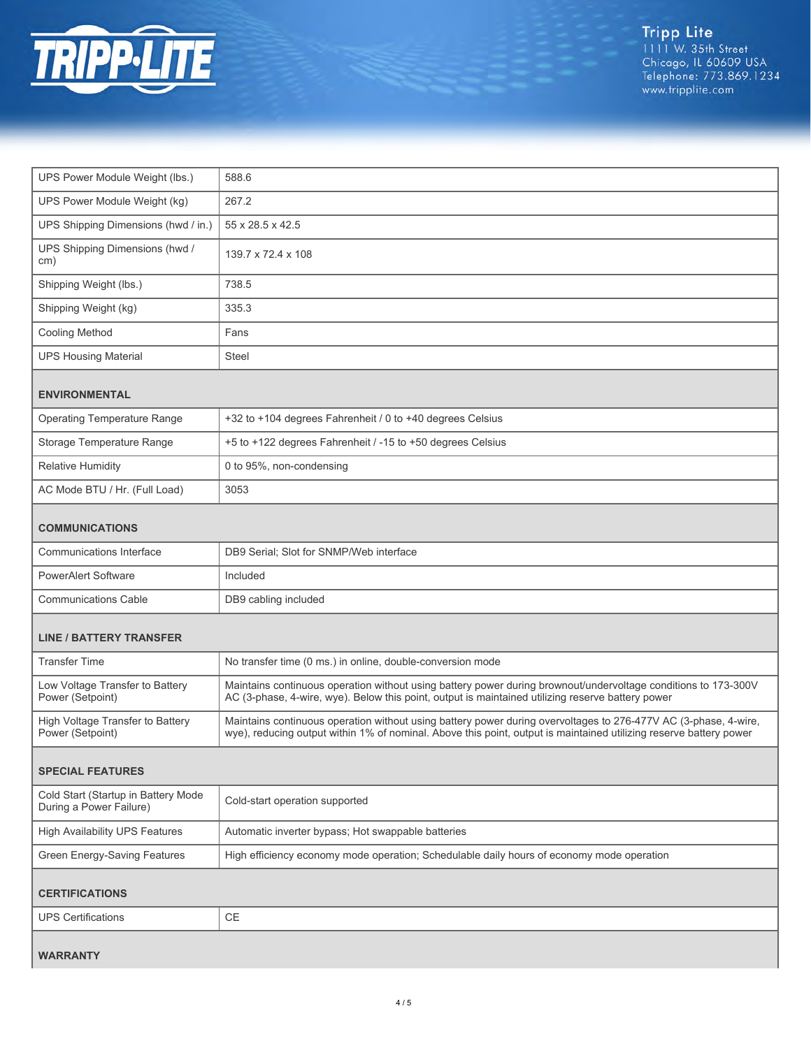| | |
|---|---|
| UPS Power Module Weight (lbs.) | 588.6 |
| UPS Power Module Weight (kg) | 267.2 |
| UPS Shipping Dimensions (hwd / in.) | 55 x 28.5 x 42.5 |
| UPS Shipping Dimensions (hwd / cm) | 139.7 x 72.4 x 108 |
| Shipping Weight (lbs.) | 738.5 |
| Shipping Weight (kg) | 335.3 |
| Cooling Method | Fans |
| UPS Housing Material | Steel |
| **ENVIRONMENTAL** | |
| Operating Temperature Range | +32 to +104 degrees Fahrenheit / 0 to +40 degrees Celsius |
| Storage Temperature Range | +5 to +122 degrees Fahrenheit / -15 to +50 degrees Celsius |
| Relative Humidity | 0 to 95%, non-condensing |
| AC Mode BTU / Hr. (Full Load) | 3053 |
| **COMMUNICATIONS** | |
| Communications Interface | DB9 Serial; Slot for SNMP/Web interface |
| PowerAlert Software | Included |
| Communications Cable | DB9 cabling included |
| **LINE / BATTERY TRANSFER** | |
| Transfer Time | No transfer time (0 ms.) in online, double-conversion mode |
| Low Voltage Transfer to Battery Power (Setpoint) | Maintains continuous operation without using battery power during brownout/undervoltage conditions to 173-300V AC (3-phase, 4-wire, wye). Below this point, output is maintained utilizing reserve battery power |
| High Voltage Transfer to Battery Power (Setpoint) | Maintains continuous operation without using battery power during overvoltages to 276-477V AC (3-phase, 4-wire, wye), reducing output within 1% of nominal. Above this point, output is maintained utilizing reserve battery power |
| **SPECIAL FEATURES** | |
| Cold Start (Startup in Battery Mode During a Power Failure) | Cold-start operation supported |
| High Availability UPS Features | Automatic inverter bypass; Hot swappable batteries |
| Green Energy-Saving Features | High efficiency economy mode operation; Schedulable daily hours of economy mode operation |
| **CERTIFICATIONS** | |
| UPS Certifications | CE |
| **WARRANTY** | |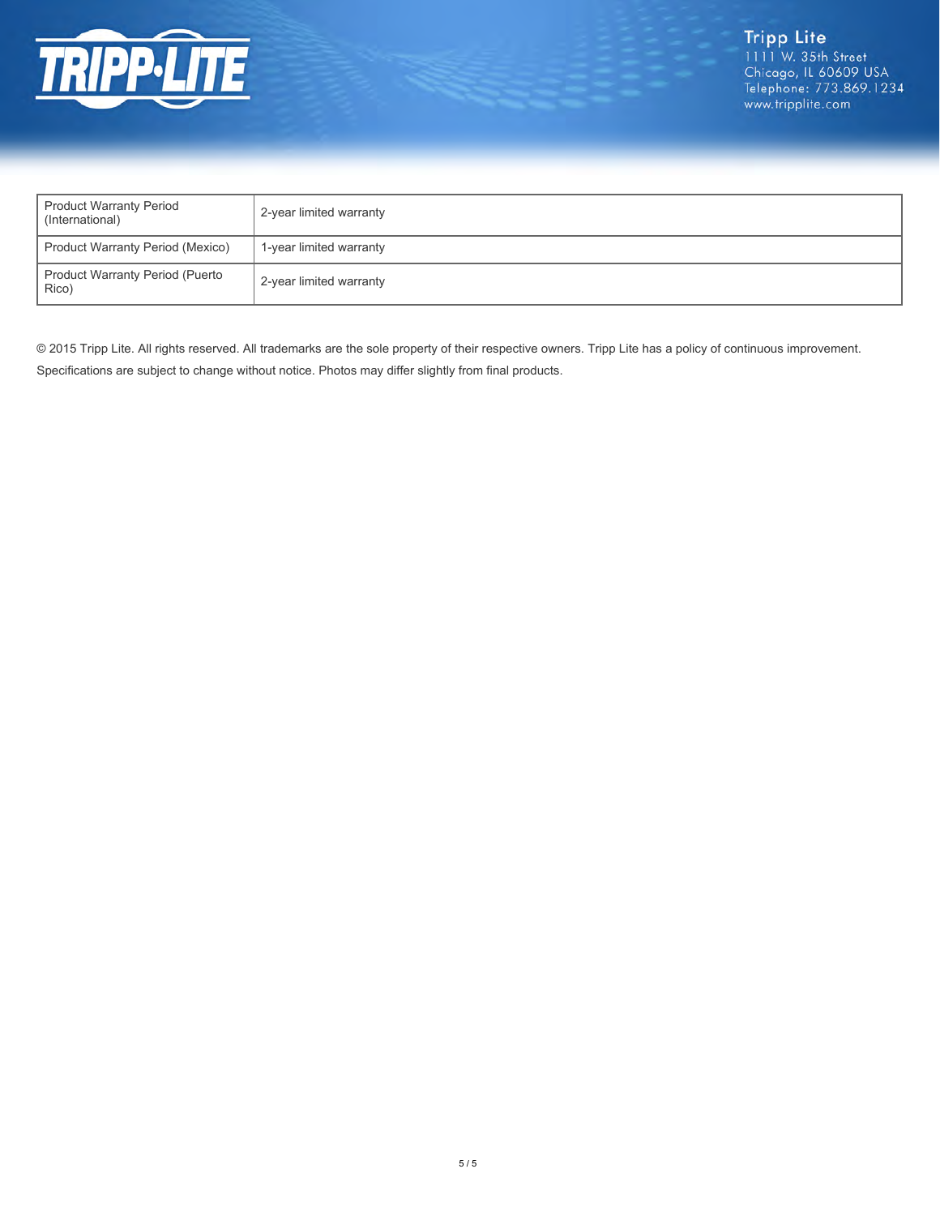| | |
|---|---|
| Product Warranty Period (International) | 2-year limited warranty |
| Product Warranty Period (Mexico) | 1-year limited warranty |
| Product Warranty Period (Puerto Rico) | 2-year limited warranty |

© 2015 Tripp Lite. All rights reserved. All trademarks are the sole property of their respective owners. Tripp Lite has a policy of continuous improvement. Specifications are subject to change without notice. Photos may differ slightly from final products.